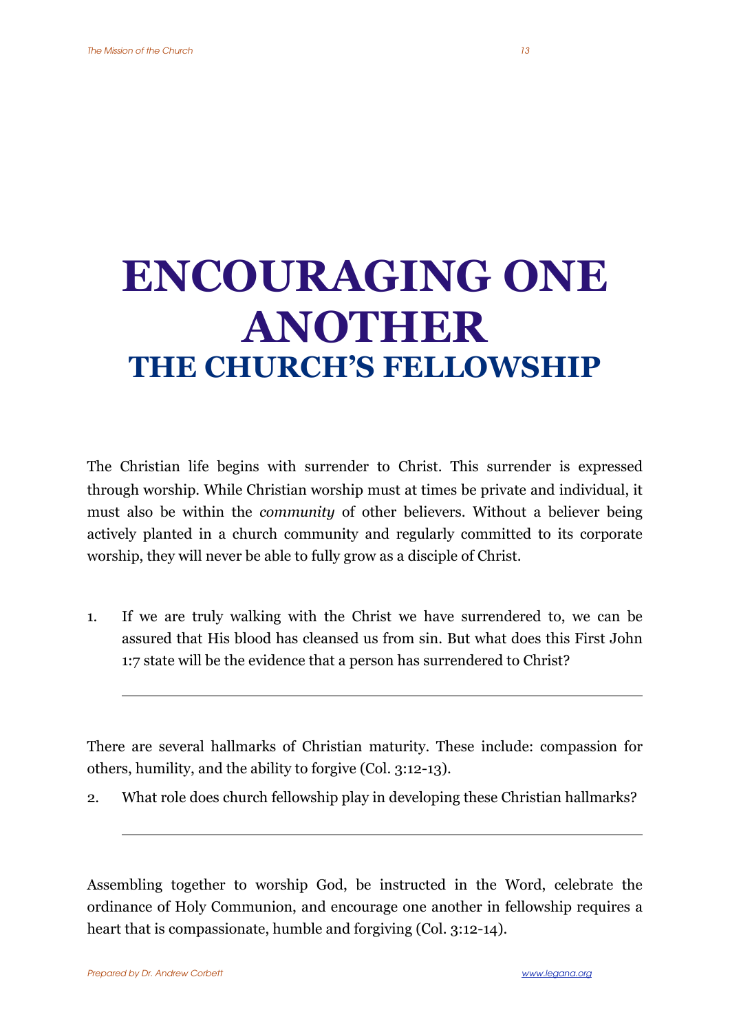# ENCOURAGING ONE ANOTHER

## THE CHURCH'S FELLOWSHIP

The Christian life begins with surrender to Christ. This surrender is expressed through worship. While Christian worship must at times be private and individual, it must also be within the *community* of other believers. Without a believer being actively planted in a church community and regularly committed to its corporate worship, they will never be able to fully grow as a disciple of Christ.

1. If we are truly walking with the Christ we have surrendered to, we can be assured that His blood has cleansed us from sin. But what does this First John 1:7 state will be the evidence that a person has surrendered to Christ?

   \_\_\_\_\_\_\_\_\_\_\_\_\_\_\_\_\_\_\_\_\_\_\_\_\_\_\_\_\_\_\_\_\_\_\_\_\_\_\_\_\_\_\_\_\_\_\_\_\_\_\_\_\_\_\_\_\_\_\_\_

There are several hallmarks of Christian maturity. These include: compassion for others, humility, and the ability to forgive (Col. 3:12-13).

2. What role does church fellowship play in developing these Christian hallmarks?

   \_\_\_\_\_\_\_\_\_\_\_\_\_\_\_\_\_\_\_\_\_\_\_\_\_\_\_\_\_\_\_\_\_\_\_\_\_\_\_\_\_\_\_\_\_\_\_\_\_\_\_\_\_\_\_\_\_\_\_\_

Assembling together to worship God, be instructed in the Word, celebrate the ordinance of Holy Communion, and encourage one another in fellowship requires a heart that is compassionate, humble and forgiving (Col. 3:12-14).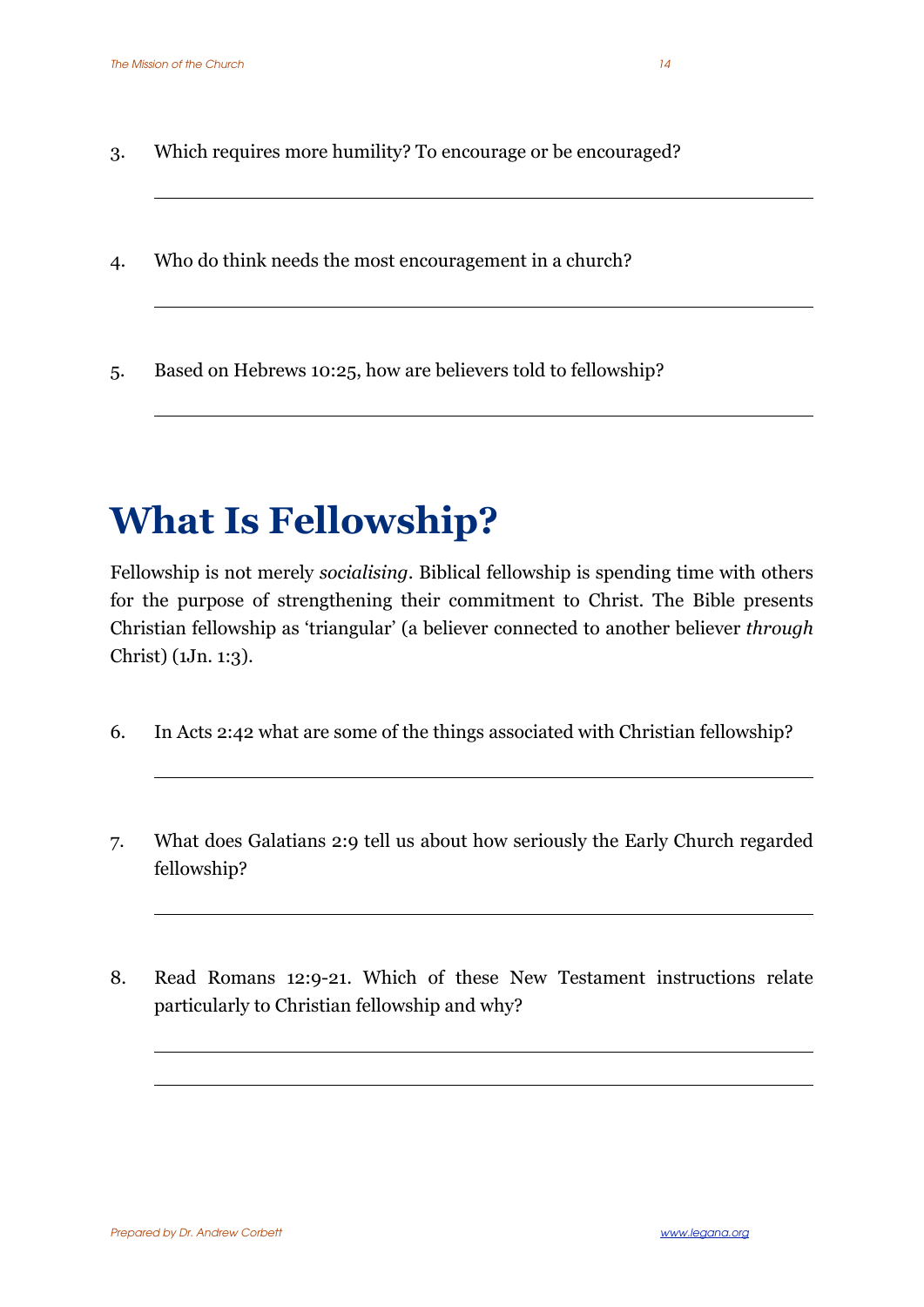3. Which requires more humility? To encourage or be encouraged?

___

4. Who do think needs the most encouragement in a church?

___

5. Based on Hebrews 10:25, how are believers told to fellowship?

___

# What Is Fellowship?

Fellowship is not merely *socialising*. Biblical fellowship is spending time with others for the purpose of strengthening their commitment to Christ. The Bible presents Christian fellowship as 'triangular' (a believer connected to another believer *through* Christ) (1Jn. 1:3).

6. In Acts 2:42 what are some of the things associated with Christian fellowship?

___

7. What does Galatians 2:9 tell us about how seriously the Early Church regarded fellowship?

___

8. Read Romans 12:9-21. Which of these New Testament instructions relate particularly to Christian fellowship and why?

___

___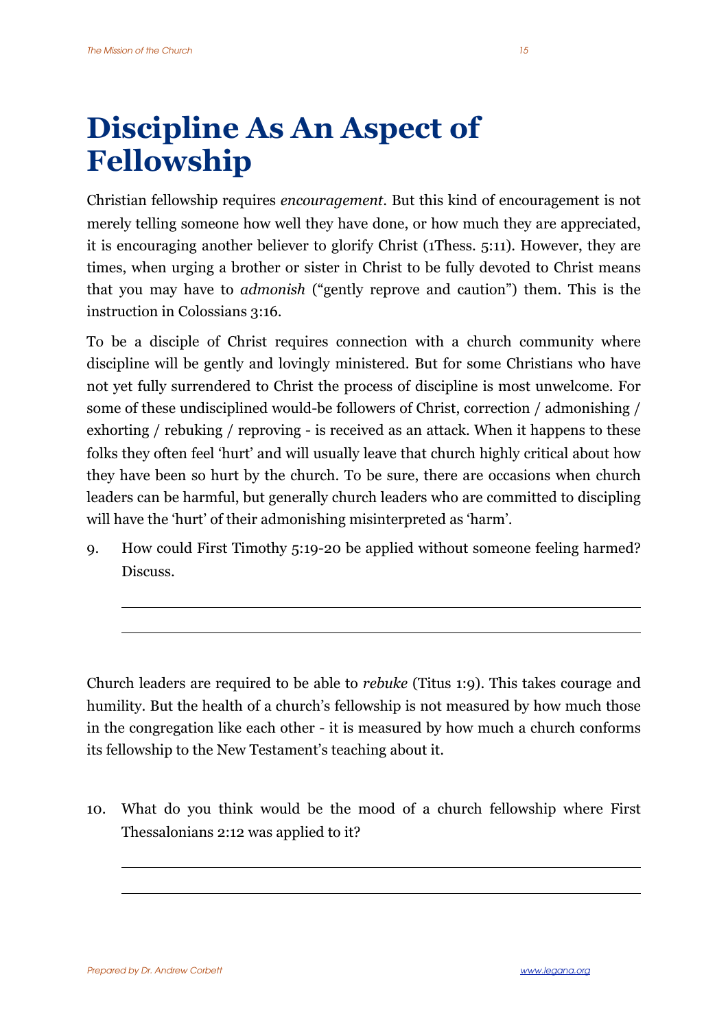# Discipline As An Aspect of Fellowship

Christian fellowship requires *encouragement*. But this kind of encouragement is not merely telling someone how well they have done, or how much they are appreciated, it is encouraging another believer to glorify Christ (1Thess. 5:11). However, they are times, when urging a brother or sister in Christ to be fully devoted to Christ means that you may have to *admonish* ("gently reprove and caution") them. This is the instruction in Colossians 3:16.

To be a disciple of Christ requires connection with a church community where discipline will be gently and lovingly ministered. But for some Christians who have not yet fully surrendered to Christ the process of discipline is most unwelcome. For some of these undisciplined would-be followers of Christ, correction / admonishing / exhorting / rebuking / reproving - is received as an attack. When it happens to these folks they often feel 'hurt' and will usually leave that church highly critical about how they have been so hurt by the church. To be sure, there are occasions when church leaders can be harmful, but generally church leaders who are committed to discipling will have the 'hurt' of their admonishing misinterpreted as 'harm'.

9. How could First Timothy 5:19-20 be applied without someone feeling harmed? Discuss.

___

___

Church leaders are required to be able to *rebuke* (Titus 1:9). This takes courage and humility. But the health of a church's fellowship is not measured by how much those in the congregation like each other - it is measured by how much a church conforms its fellowship to the New Testament's teaching about it.

10. What do you think would be the mood of a church fellowship where First Thessalonians 2:12 was applied to it?

___

___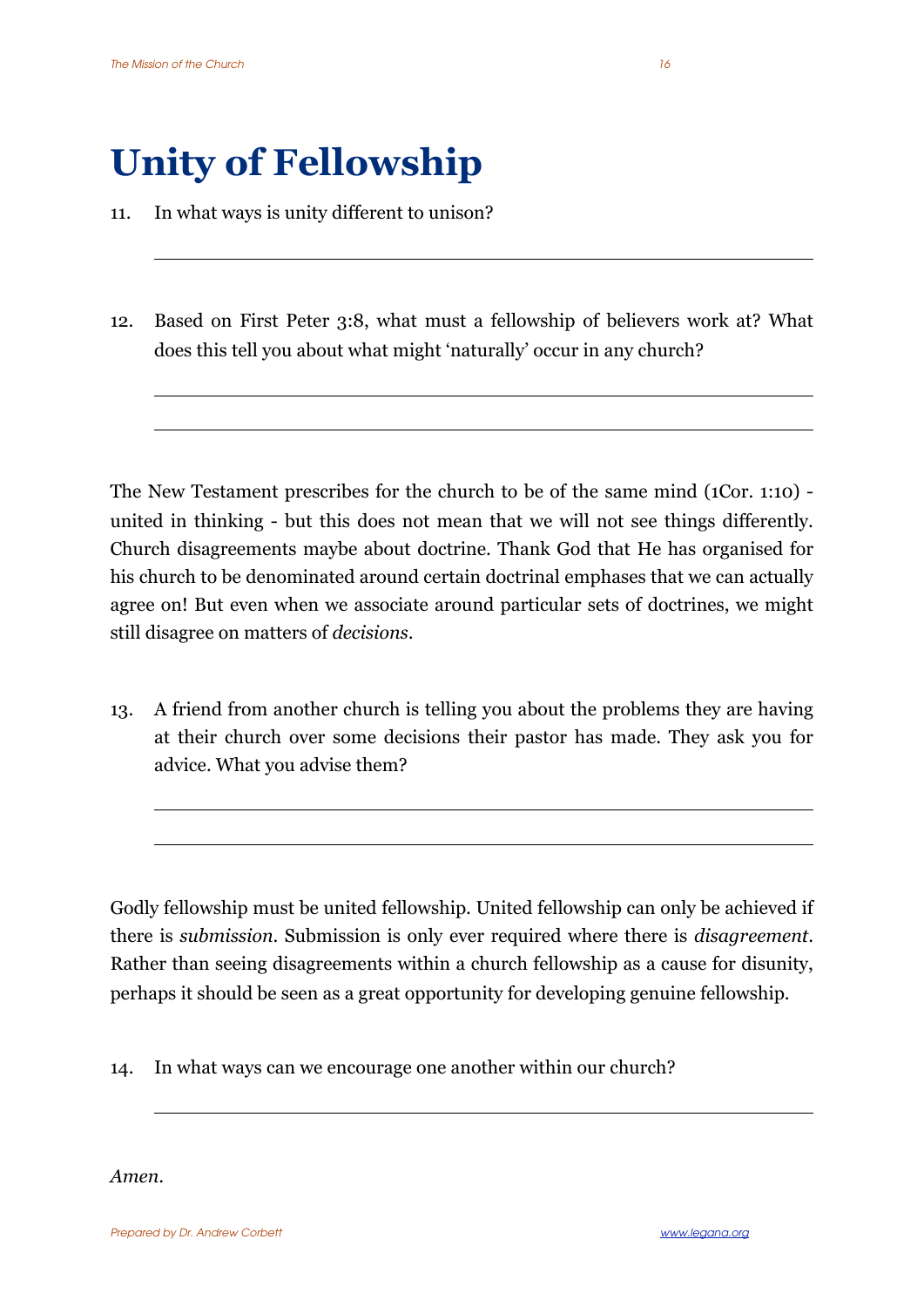# Unity of Fellowship

11. In what ways is unity different to unison?

12. Based on First Peter 3:8, what must a fellowship of believers work at? What does this tell you about what might 'naturally' occur in any church?

The New Testament prescribes for the church to be of the same mind (1Cor. 1:10) - united in thinking - but this does not mean that we will not see things differently. Church disagreements maybe about doctrine. Thank God that He has organised for his church to be denominated around certain doctrinal emphases that we can actually agree on! But even when we associate around particular sets of doctrines, we might still disagree on matters of *decisions*.

13. A friend from another church is telling you about the problems they are having at their church over some decisions their pastor has made. They ask you for advice. What you advise them?

Godly fellowship must be united fellowship. United fellowship can only be achieved if there is *submission*. Submission is only ever required where there is *disagreement*. Rather than seeing disagreements within a church fellowship as a cause for disunity, perhaps it should be seen as a great opportunity for developing genuine fellowship.

14. In what ways can we encourage one another within our church?

*Amen.*